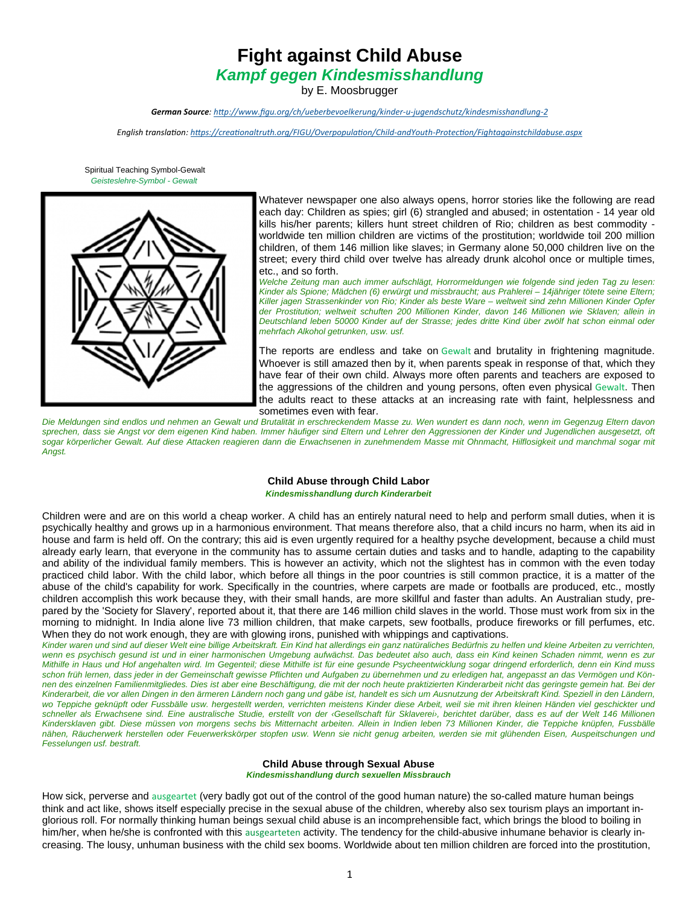# Fight against Child Abuse

## *Kampf gegen Kindesmisshandlung*

by E. Moosbrugger

***German Source**: http://www.figu.org/ch/ueberbevoelkerung/kinder-u-jugendschutz/kindesmisshandlung-2*

*English translation: https://creationaltruth.org/FIGU/Overpopulation/Child-andYouth-Protection/Fightagainstchildabuse.aspx*

Spiritual Teaching Symbol-Gewalt
*Geisteslehre-Symbol - Gewalt*

Whatever newspaper one also always opens, horror stories like the following are read each day: Children as spies; girl (6) strangled and abused; in ostentation - 14 year old kills his/her parents; killers hunt street children of Rio; children as best commodity - worldwide ten million children are victims of the prostitution; worldwide toil 200 million children, of them 146 million like slaves; in Germany alone 50,000 children live on the street; every third child over twelve has already drunk alcohol once or multiple times, etc., and so forth.

*Welche Zeitung man auch immer aufschlägt, Horrormeldungen wie folgende sind jeden Tag zu lesen: Kinder als Spione; Mädchen (6) erwürgt und missbraucht; aus Prahlerei – 14jähriger tötete seine Eltern; Killer jagen Strassenkinder von Rio; Kinder als beste Ware – weltweit sind zehn Millionen Kinder Opfer der Prostitution; weltweit schuften 200 Millionen Kinder, davon 146 Millionen wie Sklaven; allein in Deutschland leben 50000 Kinder auf der Strasse; jedes dritte Kind über zwölf hat schon einmal oder mehrfach Alkohol getrunken, usw. usf.*

The reports are endless and take on Gewalt and brutality in frightening magnitude. Whoever is still amazed then by it, when parents speak in response of that, which they have fear of their own child. Always more often parents and teachers are exposed to the aggressions of the children and young persons, often even physical Gewalt. Then the adults react to these attacks at an increasing rate with faint, helplessness and sometimes even with fear.

*Die Meldungen sind endlos und nehmen an Gewalt und Brutalität in erschreckendem Masse zu. Wen wundert es dann noch, wenn im Gegenzug Eltern davon sprechen, dass sie Angst vor dem eigenen Kind haben. Immer häufiger sind Eltern und Lehrer den Aggressionen der Kinder und Jugendlichen ausgesetzt, oft sogar körperlicher Gewalt. Auf diese Attacken reagieren dann die Erwachsenen in zunehmendem Masse mit Ohnmacht, Hilflosigkeit und manchmal sogar mit Angst.*

### Child Abuse through Child Labor

#### *Kindesmisshandlung durch Kinderarbeit*

Children were and are on this world a cheap worker. A child has an entirely natural need to help and perform small duties, when it is psychically healthy and grows up in a harmonious environment. That means therefore also, that a child incurs no harm, when its aid in house and farm is held off. On the contrary; this aid is even urgently required for a healthy psyche development, because a child must already early learn, that everyone in the community has to assume certain duties and tasks and to handle, adapting to the capability and ability of the individual family members. This is however an activity, which not the slightest has in common with the even today practiced child labor. With the child labor, which before all things in the poor countries is still common practice, it is a matter of the abuse of the child's capability for work. Specifically in the countries, where carpets are made or footballs are produced, etc., mostly children accomplish this work because they, with their small hands, are more skillful and faster than adults. An Australian study, prepared by the 'Society for Slavery', reported about it, that there are 146 million child slaves in the world. Those must work from six in the morning to midnight. In India alone live 73 million children, that make carpets, sew footballs, produce fireworks or fill perfumes, etc. When they do not work enough, they are with glowing irons, punished with whippings and captivations.

*Kinder waren und sind auf dieser Welt eine billige Arbeitskraft. Ein Kind hat allerdings ein ganz natürliches Bedürfnis zu helfen und kleine Arbeiten zu verrichten, wenn es psychisch gesund ist und in einer harmonischen Umgebung aufwächst. Das bedeutet also auch, dass ein Kind keinen Schaden nimmt, wenn es zur Mithilfe in Haus und Hof angehalten wird. Im Gegenteil; diese Mithilfe ist für eine gesunde Psycheentwicklung sogar dringend erforderlich, denn ein Kind muss schon früh lernen, dass jeder in der Gemeinschaft gewisse Pflichten und Aufgaben zu übernehmen und zu erledigen hat, angepasst an das Vermögen und Können des einzelnen Familienmitgliedes. Dies ist aber eine Beschäftigung, die mit der noch heute praktizierten Kinderarbeit nicht das geringste gemein hat. Bei der Kinderarbeit, die vor allen Dingen in den ärmeren Ländern noch gang und gäbe ist, handelt es sich um Ausnutzung der Arbeitskraft Kind. Speziell in den Ländern, wo Teppiche geknüpft oder Fussbälle usw. hergestellt werden, verrichten meistens Kinder diese Arbeit, weil sie mit ihren kleinen Händen viel geschickter und schneller als Erwachsene sind. Eine australische Studie, erstellt von der ‹Gesellschaft für Sklaverei›, berichtet darüber, dass es auf der Welt 146 Millionen Kindersklaven gibt. Diese müssen von morgens sechs bis Mitternacht arbeiten. Allein in Indien leben 73 Millionen Kinder, die Teppiche knüpfen, Fussbälle nähen, Räucherwerk herstellen oder Feuerwerkskörper stopfen usw. Wenn sie nicht genug arbeiten, werden sie mit glühenden Eisen, Auspeitschungen und Fesselungen usf. bestraft.*

### Child Abuse through Sexual Abuse

#### *Kindesmisshandlung durch sexuellen Missbrauch*

How sick, perverse and ausgeartet (very badly got out of the control of the good human nature) the so-called mature human beings think and act like, shows itself especially precise in the sexual abuse of the children, whereby also sex tourism plays an important inglorious roll. For normally thinking human beings sexual child abuse is an incomprehensible fact, which brings the blood to boiling in him/her, when he/she is confronted with this ausgearteten activity. The tendency for the child-abusive inhumane behavior is clearly increasing. The lousy, unhuman business with the child sex booms. Worldwide about ten million children are forced into the prostitution,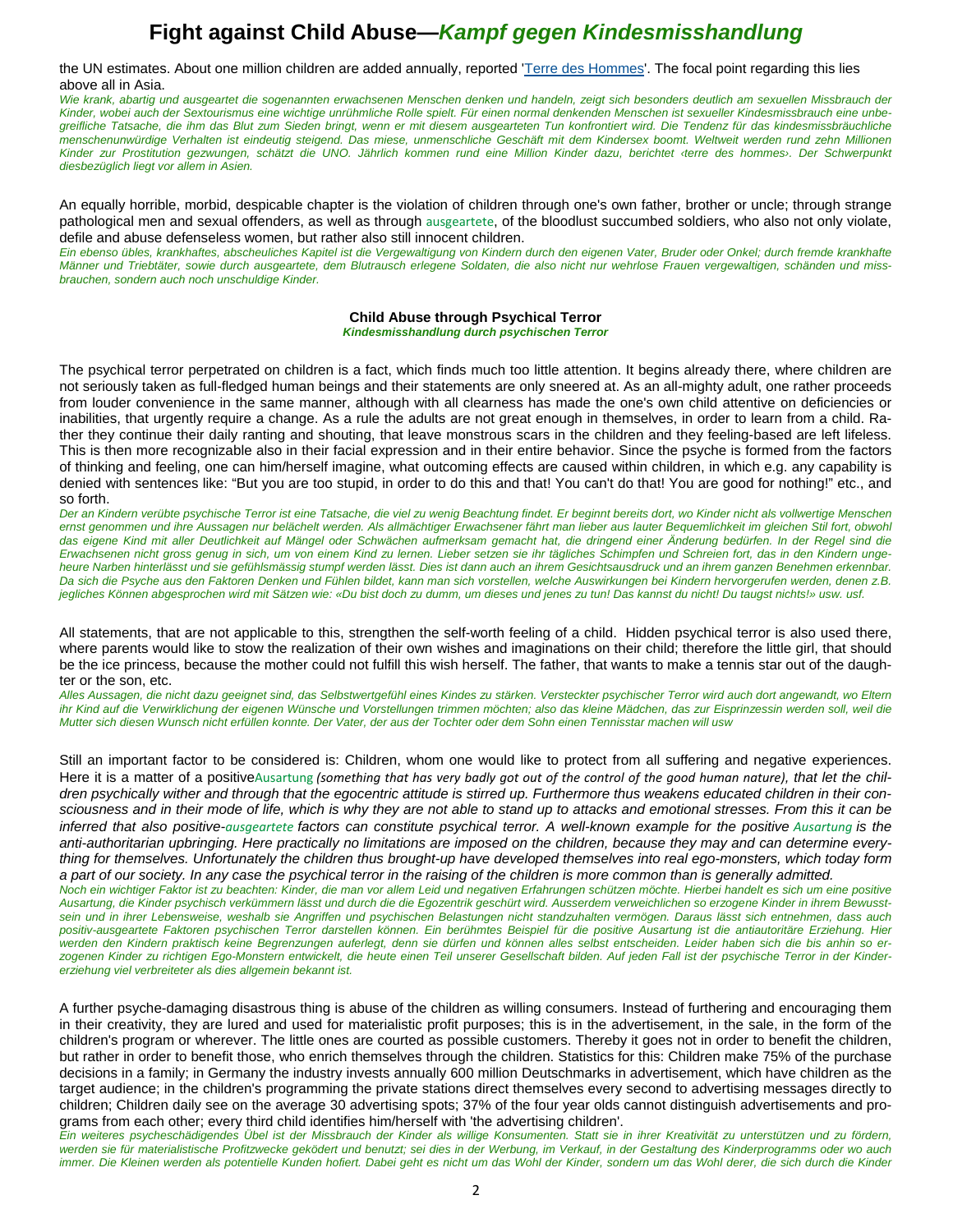the UN estimates. About one million children are added annually, reported 'Terre des Hommes'. The focal point regarding this lies above all in Asia.

*Wie krank, abartig und ausgeartet die sogenannten erwachsenen Menschen denken und handeln, zeigt sich besonders deutlich am sexuellen Missbrauch der Kinder, wobei auch der Sextourismus eine wichtige unrühmliche Rolle spielt. Für einen normal denkenden Menschen ist sexueller Kindesmissbrauch eine unbegreifliche Tatsache, die ihm das Blut zum Sieden bringt, wenn er mit diesem ausgearteten Tun konfrontiert wird. Die Tendenz für das kindesmissbräuchliche menschenunwürdige Verhalten ist eindeutig steigend. Das miese, unmenschliche Geschäft mit dem Kindersex boomt. Weltweit werden rund zehn Millionen Kinder zur Prostitution gezwungen, schätzt die UNO. Jährlich kommen rund eine Million Kinder dazu, berichtet ‹terre des hommes›. Der Schwerpunkt diesbezüglich liegt vor allem in Asien.*

An equally horrible, morbid, despicable chapter is the violation of children through one's own father, brother or uncle; through strange pathological men and sexual offenders, as well as through ausgeartete, of the bloodlust succumbed soldiers, who also not only violate, defile and abuse defenseless women, but rather also still innocent children.

*Ein ebenso übles, krankhaftes, abscheuliches Kapitel ist die Vergewaltigung von Kindern durch den eigenen Vater, Bruder oder Onkel; durch fremde krankhafte Männer und Triebtäter, sowie durch ausgeartete, dem Blutrausch erlegene Soldaten, die also nicht nur wehrlose Frauen vergewaltigen, schänden und missbrauchen, sondern auch noch unschuldige Kinder.*

### Child Abuse through Psychical Terror
***Kindesmisshandlung durch psychischen Terror***

The psychical terror perpetrated on children is a fact, which finds much too little attention. It begins already there, where children are not seriously taken as full-fledged human beings and their statements are only sneered at. As an all-mighty adult, one rather proceeds from louder convenience in the same manner, although with all clearness has made the one's own child attentive on deficiencies or inabilities, that urgently require a change. As a rule the adults are not great enough in themselves, in order to learn from a child. Rather they continue their daily ranting and shouting, that leave monstrous scars in the children and they feeling-based are left lifeless. This is then more recognizable also in their facial expression and in their entire behavior. Since the psyche is formed from the factors of thinking and feeling, one can him/herself imagine, what outcoming effects are caused within children, in which e.g. any capability is denied with sentences like: “But you are too stupid, in order to do this and that! You can't do that! You are good for nothing!” etc., and so forth.

*Der an Kindern verübte psychische Terror ist eine Tatsache, die viel zu wenig Beachtung findet. Er beginnt bereits dort, wo Kinder nicht als vollwertige Menschen ernst genommen und ihre Aussagen nur belächelt werden. Als allmächtiger Erwachsener fährt man lieber aus lauter Bequemlichkeit im gleichen Stil fort, obwohl das eigene Kind mit aller Deutlichkeit auf Mängel oder Schwächen aufmerksam gemacht hat, die dringend einer Änderung bedürfen. In der Regel sind die Erwachsenen nicht gross genug in sich, um von einem Kind zu lernen. Lieber setzen sie ihr tägliches Schimpfen und Schreien fort, das in den Kindern ungeheure Narben hinterlässt und sie gefühlsmässig stumpf werden lässt. Dies ist dann auch an ihrem Gesichtsausdruck und an ihrem ganzen Benehmen erkennbar. Da sich die Psyche aus den Faktoren Denken und Fühlen bildet, kann man sich vorstellen, welche Auswirkungen bei Kindern hervorgerufen werden, denen z.B. jegliches Können abgesprochen wird mit Sätzen wie: «Du bist doch zu dumm, um dieses und jenes zu tun! Das kannst du nicht! Du taugst nichts!» usw. usf.*

All statements, that are not applicable to this, strengthen the self-worth feeling of a child. Hidden psychical terror is also used there, where parents would like to stow the realization of their own wishes and imaginations on their child; therefore the little girl, that should be the ice princess, because the mother could not fulfill this wish herself. The father, that wants to make a tennis star out of the daughter or the son, etc.

*Alles Aussagen, die nicht dazu geeignet sind, das Selbstwertgefühl eines Kindes zu stärken. Versteckter psychischer Terror wird auch dort angewandt, wo Eltern ihr Kind auf die Verwirklichung der eigenen Wünsche und Vorstellungen trimmen möchten; also das kleine Mädchen, das zur Eisprinzessin werden soll, weil die Mutter sich diesen Wunsch nicht erfüllen konnte. Der Vater, der aus der Tochter oder dem Sohn einen Tennisstar machen will usw*

Still an important factor to be considered is: Children, whom one would like to protect from all suffering and negative experiences. Here it is a matter of a positiveAusartung *(something that has very badly got out of the control of the good human nature), that let the children psychically wither and through that the egocentric attitude is stirred up. Furthermore thus weakens educated children in their consciousness and in their mode of life, which is why they are not able to stand up to attacks and emotional stresses. From this it can be inferred that also positive-ausgeartete factors can constitute psychical terror. A well-known example for the positive Ausartung is the anti-authoritarian upbringing. Here practically no limitations are imposed on the children, because they may and can determine everything for themselves. Unfortunately the children thus brought-up have developed themselves into real ego-monsters, which today form a part of our society. In any case the psychical terror in the raising of the children is more common than is generally admitted.*

*Noch ein wichtiger Faktor ist zu beachten: Kinder, die man vor allem Leid und negativen Erfahrungen schützen möchte. Hierbei handelt es sich um eine positive Ausartung, die Kinder psychisch verkümmern lässt und durch die die Egozentrik geschürt wird. Ausserdem verweichlichen so erzogene Kinder in ihrem Bewusstsein und in ihrer Lebensweise, weshalb sie Angriffen und psychischen Belastungen nicht standzuhalten vermögen. Daraus lässt sich entnehmen, dass auch positiv-ausgeartete Faktoren psychischen Terror darstellen können. Ein berühmtes Beispiel für die positive Ausartung ist die antiautoritäre Erziehung. Hier werden den Kindern praktisch keine Begrenzungen auferlegt, denn sie dürfen und können alles selbst entscheiden. Leider haben sich die bis anhin so erzogenen Kinder zu richtigen Ego-Monstern entwickelt, die heute einen Teil unserer Gesellschaft bilden. Auf jeden Fall ist der psychische Terror in der Kindererziehung viel verbreiteter als dies allgemein bekannt ist.*

A further psyche-damaging disastrous thing is abuse of the children as willing consumers. Instead of furthering and encouraging them in their creativity, they are lured and used for materialistic profit purposes; this is in the advertisement, in the sale, in the form of the children's program or wherever. The little ones are courted as possible customers. Thereby it goes not in order to benefit the children, but rather in order to benefit those, who enrich themselves through the children. Statistics for this: Children make 75% of the purchase decisions in a family; in Germany the industry invests annually 600 million Deutschmarks in advertisement, which have children as the target audience; in the children's programming the private stations direct themselves every second to advertising messages directly to children; Children daily see on the average 30 advertising spots; 37% of the four year olds cannot distinguish advertisements and programs from each other; every third child identifies him/herself with 'the advertising children'.

*Ein weiteres psycheschädigendes Übel ist der Missbrauch der Kinder als willige Konsumenten. Statt sie in ihrer Kreativität zu unterstützen und zu fördern, werden sie für materialistische Profitzwecke geködert und benutzt; sei dies in der Werbung, im Verkauf, in der Gestaltung des Kinderprogramms oder wo auch immer. Die Kleinen werden als potentielle Kunden hofiert. Dabei geht es nicht um das Wohl der Kinder, sondern um das Wohl derer, die sich durch die Kinder*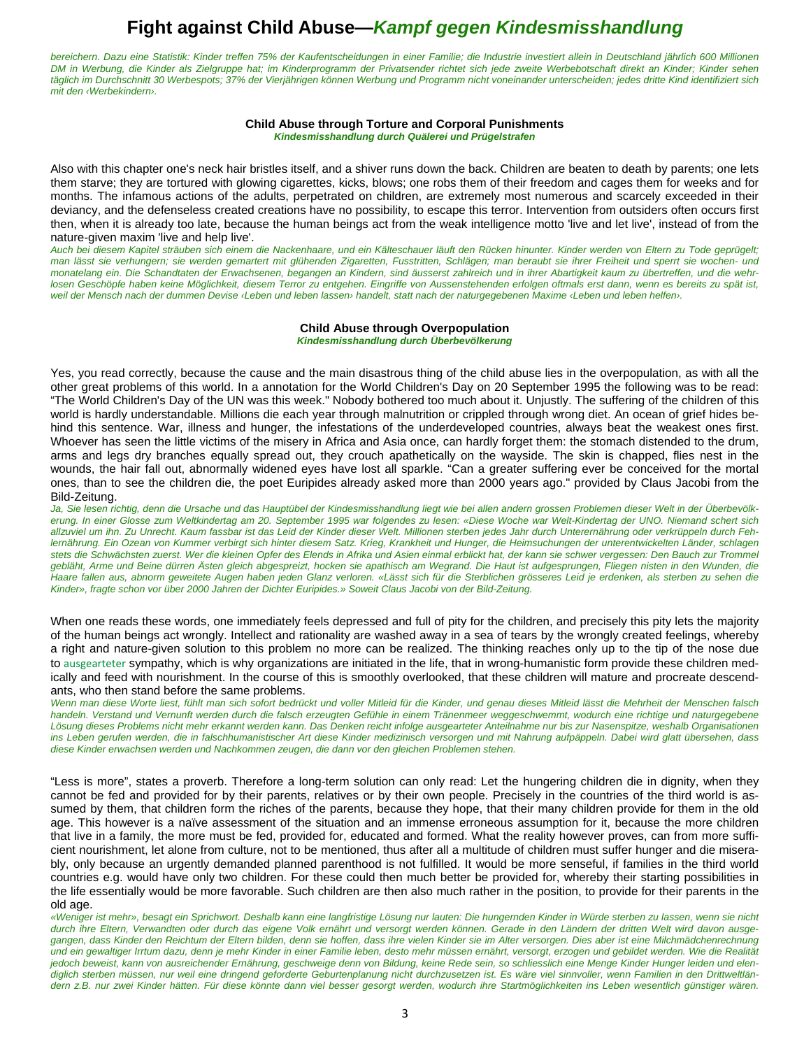bereichern. Dazu eine Statistik: Kinder treffen 75% der Kaufentscheidungen in einer Familie; die Industrie investiert allein in Deutschland jährlich 600 Millionen DM in Werbung, die Kinder als Zielgruppe hat; im Kinderprogramm der Privatsender richtet sich jede zweite Werbebotschaft direkt an Kinder; Kinder sehen täglich im Durchschnitt 30 Werbespots; 37% der Vierjährigen können Werbung und Programm nicht voneinander unterscheiden; jedes dritte Kind identifiziert sich mit den ‹Werbekindern›.

### Child Abuse through Torture and Corporal Punishments
***Kindesmisshandlung durch Quälerei und Prügelstrafen***

Also with this chapter one's neck hair bristles itself, and a shiver runs down the back. Children are beaten to death by parents; one lets them starve; they are tortured with glowing cigarettes, kicks, blows; one robs them of their freedom and cages them for weeks and for months. The infamous actions of the adults, perpetrated on children, are extremely most numerous and scarcely exceeded in their deviancy, and the defenseless created creations have no possibility, to escape this terror. Intervention from outsiders often occurs first then, when it is already too late, because the human beings act from the weak intelligence motto 'live and let live', instead of from the nature-given maxim 'live and help live'.

*Auch bei diesem Kapitel sträuben sich einem die Nackenhaare, und ein Kälteschauer läuft den Rücken hinunter. Kinder werden von Eltern zu Tode geprügelt; man lässt sie verhungern; sie werden gemartert mit glühenden Zigaretten, Fusstritten, Schlägen; man beraubt sie ihrer Freiheit und sperrt sie wochen- und monatelang ein. Die Schandtaten der Erwachsenen, begangen an Kindern, sind äusserst zahlreich und in ihrer Abartigkeit kaum zu übertreffen, und die wehrlosen Geschöpfe haben keine Möglichkeit, diesem Terror zu entgehen. Eingriffe von Aussenstehenden erfolgen oftmals erst dann, wenn es bereits zu spät ist, weil der Mensch nach der dummen Devise ‹Leben und leben lassen› handelt, statt nach der naturgegebenen Maxime ‹Leben und leben helfen›.*

### Child Abuse through Overpopulation
***Kindesmisshandlung durch Überbevölkerung***

Yes, you read correctly, because the cause and the main disastrous thing of the child abuse lies in the overpopulation, as with all the other great problems of this world. In a annotation for the World Children's Day on 20 September 1995 the following was to be read: "The World Children's Day of the UN was this week." Nobody bothered too much about it. Unjustly. The suffering of the children of this world is hardly understandable. Millions die each year through malnutrition or crippled through wrong diet. An ocean of grief hides behind this sentence. War, illness and hunger, the infestations of the underdeveloped countries, always beat the weakest ones first. Whoever has seen the little victims of the misery in Africa and Asia once, can hardly forget them: the stomach distended to the drum, arms and legs dry branches equally spread out, they crouch apathetically on the wayside. The skin is chapped, flies nest in the wounds, the hair fall out, abnormally widened eyes have lost all sparkle. "Can a greater suffering ever be conceived for the mortal ones, than to see the children die, the poet Euripides already asked more than 2000 years ago." provided by Claus Jacobi from the Bild-Zeitung.

*Ja, Sie lesen richtig, denn die Ursache und das Hauptübel der Kindesmisshandlung liegt wie bei allen andern grossen Problemen dieser Welt in der Überbevölkerung. In einer Glosse zum Weltkindertag am 20. September 1995 war folgendes zu lesen: «Diese Woche war Welt-Kindertag der UNO. Niemand schert sich allzuviel um ihn. Zu Unrecht. Kaum fassbar ist das Leid der Kinder dieser Welt. Millionen sterben jedes Jahr durch Unterernährung oder verkrüppeln durch Fehlernährung. Ein Ozean von Kummer verbirgt sich hinter diesem Satz. Krieg, Krankheit und Hunger, die Heimsuchungen der unterentwickelten Länder, schlagen stets die Schwächsten zuerst. Wer die kleinen Opfer des Elends in Afrika und Asien einmal erblickt hat, der kann sie schwer vergessen: Den Bauch zur Trommel gebläht, Arme und Beine dürren Ästen gleich abgespreizt, hocken sie apathisch am Wegrand. Die Haut ist aufgesprungen, Fliegen nisten in den Wunden, die Haare fallen aus, abnorm geweitete Augen haben jeden Glanz verloren. «Lässt sich für die Sterblichen grösseres Leid je erdenken, als sterben zu sehen die Kinder», fragte schon vor über 2000 Jahren der Dichter Euripides.» Soweit Claus Jacobi von der Bild-Zeitung.*

When one reads these words, one immediately feels depressed and full of pity for the children, and precisely this pity lets the majority of the human beings act wrongly. Intellect and rationality are washed away in a sea of tears by the wrongly created feelings, whereby a right and nature-given solution to this problem no more can be realized. The thinking reaches only up to the tip of the nose due to ausgearteter sympathy, which is why organizations are initiated in the life, that in wrong-humanistic form provide these children medically and feed with nourishment. In the course of this is smoothly overlooked, that these children will mature and procreate descendants, who then stand before the same problems.

*Wenn man diese Worte liest, fühlt man sich sofort bedrückt und voller Mitleid für die Kinder, und genau dieses Mitleid lässt die Mehrheit der Menschen falsch handeln. Verstand und Vernunft werden durch die falsch erzeugten Gefühle in einem Tränenmeer weggeschwemmt, wodurch eine richtige und naturgegebene Lösung dieses Problems nicht mehr erkannt werden kann. Das Denken reicht infolge ausgearteter Anteilnahme nur bis zur Nasenspitze, weshalb Organisationen ins Leben gerufen werden, die in falschhumanistischer Art diese Kinder medizinisch versorgen und mit Nahrung aufpäppeln. Dabei wird glatt übersehen, dass diese Kinder erwachsen werden und Nachkommen zeugen, die dann vor den gleichen Problemen stehen.*

"Less is more", states a proverb. Therefore a long-term solution can only read: Let the hungering children die in dignity, when they cannot be fed and provided for by their parents, relatives or by their own people. Precisely in the countries of the third world is assumed by them, that children form the riches of the parents, because they hope, that their many children provide for them in the old age. This however is a naïve assessment of the situation and an immense erroneous assumption for it, because the more children that live in a family, the more must be fed, provided for, educated and formed. What the reality however proves, can from more sufficient nourishment, let alone from culture, not to be mentioned, thus after all a multitude of children must suffer hunger and die miserably, only because an urgently demanded planned parenthood is not fulfilled. It would be more senseful, if families in the third world countries e.g. would have only two children. For these could then much better be provided for, whereby their starting possibilities in the life essentially would be more favorable. Such children are then also much rather in the position, to provide for their parents in the old age.

*«Weniger ist mehr», besagt ein Sprichwort. Deshalb kann eine langfristige Lösung nur lauten: Die hungernden Kinder in Würde sterben zu lassen, wenn sie nicht durch ihre Eltern, Verwandten oder durch das eigene Volk ernährt und versorgt werden können. Gerade in den Ländern der dritten Welt wird davon ausgegangen, dass Kinder den Reichtum der Eltern bilden, denn sie hoffen, dass ihre vielen Kinder sie im Alter versorgen. Dies aber ist eine Milchmädchenrechnung und ein gewaltiger Irrtum dazu, denn je mehr Kinder in einer Familie leben, desto mehr müssen ernährt, versorgt, erzogen und gebildet werden. Wie die Realität jedoch beweist, kann von ausreichender Ernährung, geschweige denn von Bildung, keine Rede sein, so schliesslich eine Menge Kinder Hunger leiden und elendiglich sterben müssen, nur weil eine dringend geforderte Geburtenplanung nicht durchzusetzen ist. Es wäre viel sinnvoller, wenn Familien in den Drittweltländern z.B. nur zwei Kinder hätten. Für diese könnte dann viel besser gesorgt werden, wodurch ihre Startmöglichkeiten ins Leben wesentlich günstiger wären.*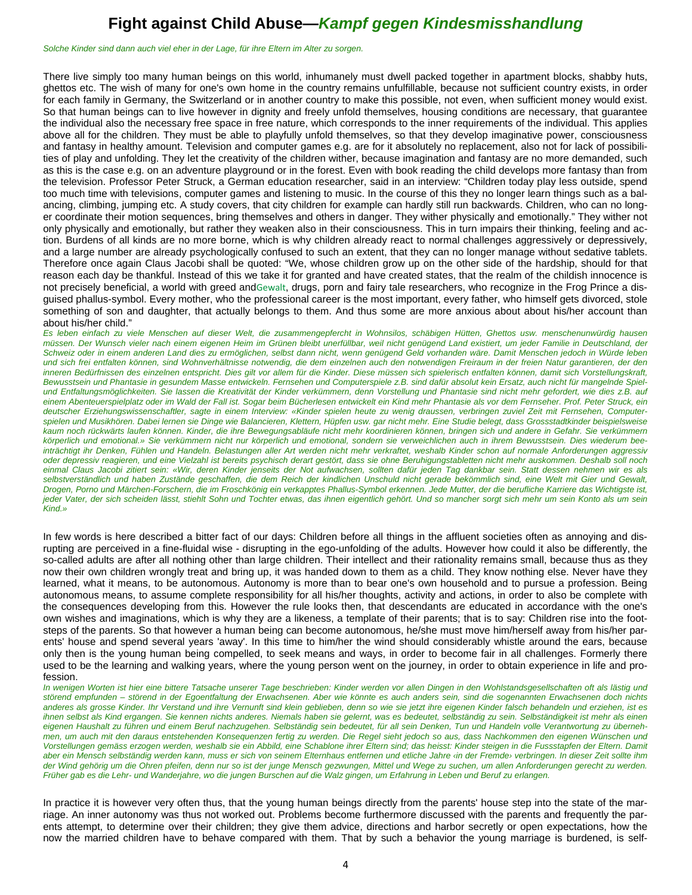*Solche Kinder sind dann auch viel eher in der Lage, für ihre Eltern im Alter zu sorgen.*

There live simply too many human beings on this world, inhumanely must dwell packed together in apartment blocks, shabby huts, ghettos etc. The wish of many for one's own home in the country remains unfulfillable, because not sufficient country exists, in order for each family in Germany, the Switzerland or in another country to make this possible, not even, when sufficient money would exist. So that human beings can to live however in dignity and freely unfold themselves, housing conditions are necessary, that guarantee the individual also the necessary free space in free nature, which corresponds to the inner requirements of the individual. This applies above all for the children. They must be able to playfully unfold themselves, so that they develop imaginative power, consciousness and fantasy in healthy amount. Television and computer games e.g. are for it absolutely no replacement, also not for lack of possibilities of play and unfolding. They let the creativity of the children wither, because imagination and fantasy are no more demanded, such as this is the case e.g. on an adventure playground or in the forest. Even with book reading the child develops more fantasy than from the television. Professor Peter Struck, a German education researcher, said in an interview: "Children today play less outside, spend too much time with televisions, computer games and listening to music. In the course of this they no longer learn things such as a balancing, climbing, jumping etc. A study covers, that city children for example can hardly still run backwards. Children, who can no longer coordinate their motion sequences, bring themselves and others in danger. They wither physically and emotionally." They wither not only physically and emotionally, but rather they weaken also in their consciousness. This in turn impairs their thinking, feeling and action. Burdens of all kinds are no more borne, which is why children already react to normal challenges aggressively or depressively, and a large number are already psychologically confused to such an extent, that they can no longer manage without sedative tablets. Therefore once again Claus Jacobi shall be quoted: "We, whose children grow up on the other side of the hardship, should for that reason each day be thankful. Instead of this we take it for granted and have created states, that the realm of the childish innocence is not precisely beneficial, a world with greed andGewalt, drugs, porn and fairy tale researchers, who recognize in the Frog Prince a disguised phallus-symbol. Every mother, who the professional career is the most important, every father, who himself gets divorced, stole something of son and daughter, that actually belongs to them. And thus some are more anxious about about his/her account than about his/her child."

*Es leben einfach zu viele Menschen auf dieser Welt, die zusammengepfercht in Wohnsilos, schäbigen Hütten, Ghettos usw. menschenunwürdig hausen müssen. Der Wunsch vieler nach einem eigenen Heim im Grünen bleibt unerfüllbar, weil nicht genügend Land existiert, um jeder Familie in Deutschland, der Schweiz oder in einem anderen Land dies zu ermöglichen, selbst dann nicht, wenn genügend Geld vorhanden wäre. Damit Menschen jedoch in Würde leben und sich frei entfalten können, sind Wohnverhältnisse notwendig, die dem einzelnen auch den notwendigen Freiraum in der freien Natur garantieren, der den inneren Bedürfnissen des einzelnen entspricht. Dies gilt vor allem für die Kinder. Diese müssen sich spielerisch entfalten können, damit sich Vorstellungskraft, Bewusstsein und Phantasie in gesundem Masse entwickeln. Fernsehen und Computerspiele z.B. sind dafür absolut kein Ersatz, auch nicht für mangelnde Spiel- und Entfaltungsmöglichkeiten. Sie lassen die Kreativität der Kinder verkümmern, denn Vorstellung und Phantasie sind nicht mehr gefordert, wie dies z.B. auf einem Abenteuerspielplatz oder im Wald der Fall ist. Sogar beim Bücherlesen entwickelt ein Kind mehr Phantasie als vor dem Fernseher. Prof. Peter Struck, ein deutscher Erziehungswissenschaftler, sagte in einem Interview: «Kinder spielen heute zu wenig draussen, verbringen zuviel Zeit mit Fernsehen, Computerspielen und Musikhören. Dabei lernen sie Dinge wie Balancieren, Klettern, Hüpfen usw. gar nicht mehr. Eine Studie belegt, dass Grossstadtkinder beispielsweise kaum noch rückwärts laufen können. Kinder, die ihre Bewegungsabläufe nicht mehr koordinieren können, bringen sich und andere in Gefahr. Sie verkümmern körperlich und emotional.» Sie verkümmern nicht nur körperlich und emotional, sondern sie verweichlichen auch in ihrem Bewusstsein. Dies wiederum beeinträchtigt ihr Denken, Fühlen und Handeln. Belastungen aller Art werden nicht mehr verkraftet, weshalb Kinder schon auf normale Anforderungen aggressiv oder depressiv reagieren, und eine Vielzahl ist bereits psychisch derart gestört, dass sie ohne Beruhigungstabletten nicht mehr auskommen. Deshalb soll noch einmal Claus Jacobi zitiert sein: «Wir, deren Kinder jenseits der Not aufwachsen, sollten dafür jeden Tag dankbar sein. Statt dessen nehmen wir es als selbstverständlich und haben Zustände geschaffen, die dem Reich der kindlichen Unschuld nicht gerade bekömmlich sind, eine Welt mit Gier und Gewalt, Drogen, Porno und Märchen-Forschern, die im Froschkönig ein verkapptes Phallus-Symbol erkennen. Jede Mutter, der die berufliche Karriere das Wichtigste ist, jeder Vater, der sich scheiden lässt, stiehlt Sohn und Tochter etwas, das ihnen eigentlich gehört. Und so mancher sorgt sich mehr um sein Konto als um sein Kind.»*

In few words is here described a bitter fact of our days: Children before all things in the affluent societies often as annoying and disrupting are perceived in a fine-fluidal wise - disrupting in the ego-unfolding of the adults. However how could it also be differently, the so-called adults are after all nothing other than large children. Their intellect and their rationality remains small, because thus as they now their own children wrongly treat and bring up, it was handed down to them as a child. They know nothing else. Never have they learned, what it means, to be autonomous. Autonomy is more than to bear one's own household and to pursue a profession. Being autonomous means, to assume complete responsibility for all his/her thoughts, activity and actions, in order to also be complete with the consequences developing from this. However the rule looks then, that descendants are educated in accordance with the one's own wishes and imaginations, which is why they are a likeness, a template of their parents; that is to say: Children rise into the footsteps of the parents. So that however a human being can become autonomous, he/she must move him/herself away from his/her parents' house and spend several years 'away'. In this time to him/her the wind should considerably whistle around the ears, because only then is the young human being compelled, to seek means and ways, in order to become fair in all challenges. Formerly there used to be the learning and walking years, where the young person went on the journey, in order to obtain experience in life and profession.

*In wenigen Worten ist hier eine bittere Tatsache unserer Tage beschrieben: Kinder werden vor allen Dingen in den Wohlstandsgesellschaften oft als lästig und störend empfunden – störend in der Egoentfaltung der Erwachsenen. Aber wie könnte es auch anders sein, sind die sogenannten Erwachsenen doch nichts anderes als grosse Kinder. Ihr Verstand und ihre Vernunft sind klein geblieben, denn so wie sie jetzt ihre eigenen Kinder falsch behandeln und erziehen, ist es ihnen selbst als Kind ergangen. Sie kennen nichts anderes. Niemals haben sie gelernt, was es bedeutet, selbständig zu sein. Selbständigkeit ist mehr als einen eigenen Haushalt zu führen und einem Beruf nachzugehen. Selbständig sein bedeutet, für all sein Denken, Tun und Handeln volle Verantwortung zu übernehmen, um auch mit den daraus entstehenden Konsequenzen fertig zu werden. Die Regel sieht jedoch so aus, dass Nachkommen den eigenen Wünschen und Vorstellungen gemäss erzogen werden, weshalb sie ein Abbild, eine Schablone ihrer Eltern sind; das heisst: Kinder steigen in die Fussstapfen der Eltern. Damit aber ein Mensch selbständig werden kann, muss er sich von seinem Elternhaus entfernen und etliche Jahre ‹in der Fremde› verbringen. In dieser Zeit sollte ihm der Wind gehörig um die Ohren pfeifen, denn nur so ist der junge Mensch gezwungen, Mittel und Wege zu suchen, um allen Anforderungen gerecht zu werden. Früher gab es die Lehr- und Wanderjahre, wo die jungen Burschen auf die Walz gingen, um Erfahrung in Leben und Beruf zu erlangen.*

In practice it is however very often thus, that the young human beings directly from the parents' house step into the state of the marriage. An inner autonomy was thus not worked out. Problems become furthermore discussed with the parents and frequently the parents attempt, to determine over their children; they give them advice, directions and harbor secretly or open expectations, how the now the married children have to behave compared with them. That by such a behavior the young marriage is burdened, is self-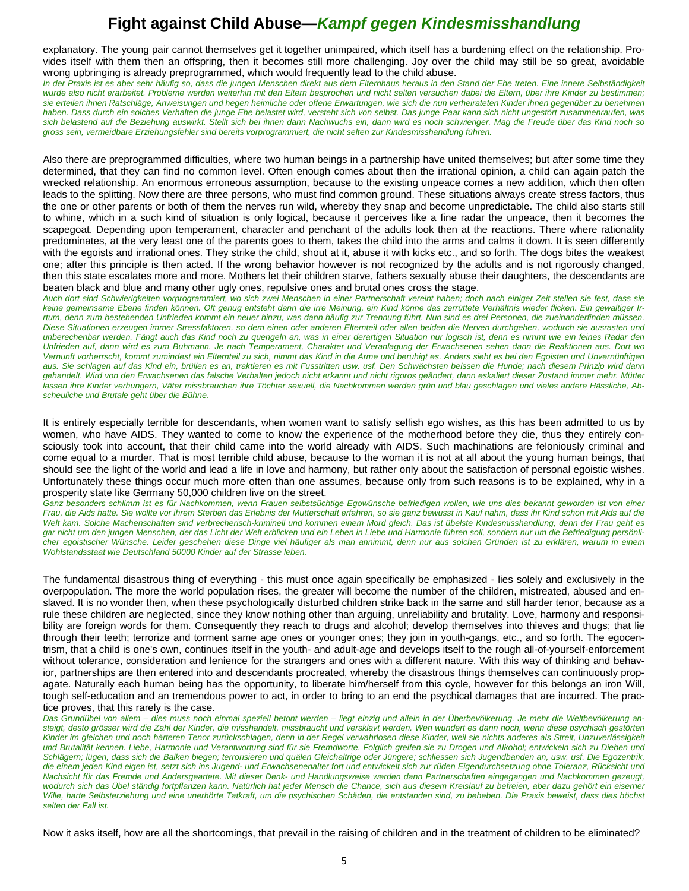explanatory. The young pair cannot themselves get it together unimpaired, which itself has a burdening effect on the relationship. Provides itself with them then an offspring, then it becomes still more challenging. Joy over the child may still be so great, avoidable wrong upbringing is already preprogrammed, which would frequently lead to the child abuse.

*In der Praxis ist es aber sehr häufig so, dass die jungen Menschen direkt aus dem Elternhaus heraus in den Stand der Ehe treten. Eine innere Selbständigkeit wurde also nicht erarbeitet. Probleme werden weiterhin mit den Eltern besprochen und nicht selten versuchen dabei die Eltern, über ihre Kinder zu bestimmen; sie erteilen ihnen Ratschläge, Anweisungen und hegen heimliche oder offene Erwartungen, wie sich die nun verheirateten Kinder ihnen gegenüber zu benehmen haben. Dass durch ein solches Verhalten die junge Ehe belastet wird, versteht sich von selbst. Das junge Paar kann sich nicht ungestört zusammenraufen, was sich belastend auf die Beziehung auswirkt. Stellt sich bei ihnen dann Nachwuchs ein, dann wird es noch schwieriger. Mag die Freude über das Kind noch so gross sein, vermeidbare Erziehungsfehler sind bereits vorprogrammiert, die nicht selten zur Kindesmisshandlung führen.*

Also there are preprogrammed difficulties, where two human beings in a partnership have united themselves; but after some time they determined, that they can find no common level. Often enough comes about then the irrational opinion, a child can again patch the wrecked relationship. An enormous erroneous assumption, because to the existing unpeace comes a new addition, which then often leads to the splitting. Now there are three persons, who must find common ground. These situations always create stress factors, thus the one or other parents or both of them the nerves run wild, whereby they snap and become unpredictable. The child also starts still to whine, which in a such kind of situation is only logical, because it perceives like a fine radar the unpeace, then it becomes the scapegoat. Depending upon temperament, character and penchant of the adults look then at the reactions. There where rationality predominates, at the very least one of the parents goes to them, takes the child into the arms and calms it down. It is seen differently with the egoists and irrational ones. They strike the child, shout at it, abuse it with kicks etc., and so forth. The dogs bites the weakest one; after this principle is then acted. If the wrong behavior however is not recognized by the adults and is not rigorously changed, then this state escalates more and more. Mothers let their children starve, fathers sexually abuse their daughters, the descendants are beaten black and blue and many other ugly ones, repulsive ones and brutal ones cross the stage.

*Auch dort sind Schwierigkeiten vorprogrammiert, wo sich zwei Menschen in einer Partnerschaft vereint haben; doch nach einiger Zeit stellen sie fest, dass sie keine gemeinsame Ebene finden können. Oft genug entsteht dann die irre Meinung, ein Kind könne das zerrüttete Verhältnis wieder flicken. Ein gewaltiger Irrtum, denn zum bestehenden Unfrieden kommt ein neuer hinzu, was dann häufig zur Trennung führt. Nun sind es drei Personen, die zueinanderfinden müssen. Diese Situationen erzeugen immer Stressfaktoren, so dem einen oder anderen Elternteil oder allen beiden die Nerven durchgehen, wodurch sie ausrasten und unberechenbar werden. Fängt auch das Kind noch zu quengeln an, was in einer derartigen Situation nur logisch ist, denn es nimmt wie ein feines Radar den Unfrieden auf, dann wird es zum Buhmann. Je nach Temperament, Charakter und Veranlagung der Erwachsenen sehen dann die Reaktionen aus. Dort wo Vernunft vorherrscht, kommt zumindest ein Elternteil zu sich, nimmt das Kind in die Arme und beruhigt es. Anders sieht es bei den Egoisten und Unvernünftigen aus. Sie schlagen auf das Kind ein, brüllen es an, traktieren es mit Fusstritten usw. usf. Den Schwächsten beissen die Hunde; nach diesem Prinzip wird dann gehandelt. Wird von den Erwachsenen das falsche Verhalten jedoch nicht erkannt und nicht rigoros geändert, dann eskaliert dieser Zustand immer mehr. Mütter lassen ihre Kinder verhungern, Väter missbrauchen ihre Töchter sexuell, die Nachkommen werden grün und blau geschlagen und vieles andere Hässliche, Abscheuliche und Brutale geht über die Bühne.*

It is entirely especially terrible for descendants, when women want to satisfy selfish ego wishes, as this has been admitted to us by women, who have AIDS. They wanted to come to know the experience of the motherhood before they die, thus they entirely consciously took into account, that their child came into the world already with AIDS. Such machinations are feloniously criminal and come equal to a murder. That is most terrible child abuse, because to the woman it is not at all about the young human beings, that should see the light of the world and lead a life in love and harmony, but rather only about the satisfaction of personal egoistic wishes. Unfortunately these things occur much more often than one assumes, because only from such reasons is to be explained, why in a prosperity state like Germany 50,000 children live on the street.

*Ganz besonders schlimm ist es für Nachkommen, wenn Frauen selbstsüchtige Egowünsche befriedigen wollen, wie uns dies bekannt geworden ist von einer Frau, die Aids hatte. Sie wollte vor ihrem Sterben das Erlebnis der Mutterschaft erfahren, so sie ganz bewusst in Kauf nahm, dass ihr Kind schon mit Aids auf die Welt kam. Solche Machenschaften sind verbrecherisch-kriminell und kommen einem Mord gleich. Das ist übelste Kindesmisshandlung, denn der Frau geht es gar nicht um den jungen Menschen, der das Licht der Welt erblicken und ein Leben in Liebe und Harmonie führen soll, sondern nur um die Befriedigung persönlicher egoistischer Wünsche. Leider geschehen diese Dinge viel häufiger als man annimmt, denn nur aus solchen Gründen ist zu erklären, warum in einem Wohlstandsstaat wie Deutschland 50000 Kinder auf der Strasse leben.*

The fundamental disastrous thing of everything - this must once again specifically be emphasized - lies solely and exclusively in the overpopulation. The more the world population rises, the greater will become the number of the children, mistreated, abused and enslaved. It is no wonder then, when these psychologically disturbed children strike back in the same and still harder tenor, because as a rule these children are neglected, since they know nothing other than arguing, unreliability and brutality. Love, harmony and responsibility are foreign words for them. Consequently they reach to drugs and alcohol; develop themselves into thieves and thugs; that lie through their teeth; terrorize and torment same age ones or younger ones; they join in youth-gangs, etc., and so forth. The egocentrism, that a child is one's own, continues itself in the youth- and adult-age and develops itself to the rough all-of-yourself-enforcement without tolerance, consideration and lenience for the strangers and ones with a different nature. With this way of thinking and behavior, partnerships are then entered into and descendants procreated, whereby the disastrous things themselves can continuously propagate. Naturally each human being has the opportunity, to liberate him/herself from this cycle, however for this belongs an iron Will, tough self-education and an tremendous power to act, in order to bring to an end the psychical damages that are incurred. The practice proves, that this rarely is the case.

*Das Grundübel von allem – dies muss noch einmal speziell betont werden – liegt einzig und allein in der Überbevölkerung. Je mehr die Weltbevölkerung ansteigt, desto grösser wird die Zahl der Kinder, die misshandelt, missbraucht und versklavt werden. Wen wundert es dann noch, wenn diese psychisch gestörten Kinder im gleichen und noch härteren Tenor zurückschlagen, denn in der Regel verwahrlosen diese Kinder, weil sie nichts anderes als Streit, Unzuverlässigkeit und Brutalität kennen. Liebe, Harmonie und Verantwortung sind für sie Fremdworte. Folglich greifen sie zu Drogen und Alkohol; entwickeln sich zu Dieben und Schlägern; lügen, dass sich die Balken biegen; terrorisieren und quälen Gleichaltrige oder Jüngere; schliessen sich Jugendbanden an, usw. usf. Die Egozentrik, die einem jeden Kind eigen ist, setzt sich ins Jugend- und Erwachsenenalter fort und entwickelt sich zur rüden Eigendurchsetzung ohne Toleranz, Rücksicht und Nachsicht für das Fremde und Andersgeartete. Mit dieser Denk- und Handlungsweise werden dann Partnerschaften eingegangen und Nachkommen gezeugt, wodurch sich das Übel ständig fortpflanzen kann. Natürlich hat jeder Mensch die Chance, sich aus diesem Kreislauf zu befreien, aber dazu gehört ein eiserner Wille, harte Selbsterziehung und eine unerhörte Tatkraft, um die psychischen Schäden, die entstanden sind, zu beheben. Die Praxis beweist, dass dies höchst selten der Fall ist.*

Now it asks itself, how are all the shortcomings, that prevail in the raising of children and in the treatment of children to be eliminated?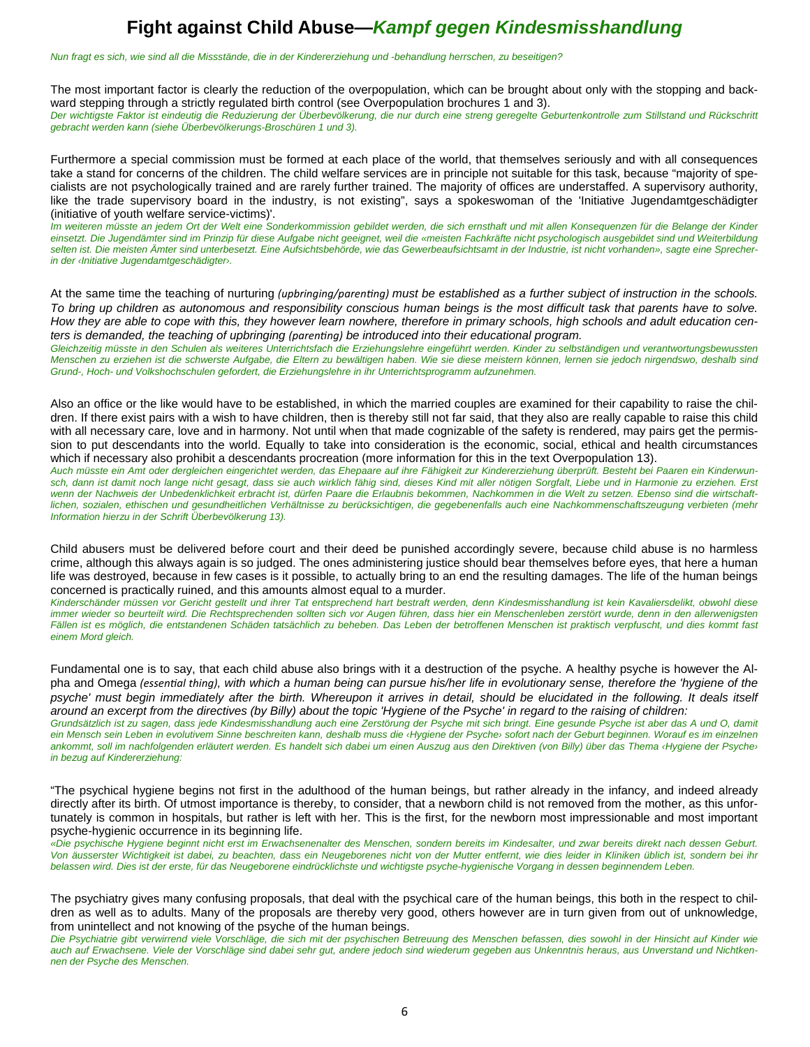# Fight against Child Abuse—*Kampf gegen Kindesmisshandlung*

*Nun fragt es sich, wie sind all die Missstände, die in der Kindererziehung und -behandlung herrschen, zu beseitigen?*

The most important factor is clearly the reduction of the overpopulation, which can be brought about only with the stopping and backward stepping through a strictly regulated birth control (see Overpopulation brochures 1 and 3).
*Der wichtigste Faktor ist eindeutig die Reduzierung der Überbevölkerung, die nur durch eine streng geregelte Geburtenkontrolle zum Stillstand und Rückschritt gebracht werden kann (siehe Überbevölkerungs-Broschüren 1 und 3).*

Furthermore a special commission must be formed at each place of the world, that themselves seriously and with all consequences take a stand for concerns of the children. The child welfare services are in principle not suitable for this task, because "majority of specialists are not psychologically trained and are rarely further trained. The majority of offices are understaffed. A supervisory authority, like the trade supervisory board in the industry, is not existing", says a spokeswoman of the 'Initiative Jugendamtgeschädigter (initiative of youth welfare service-victims)'.
*Im weiteren müsste an jedem Ort der Welt eine Sonderkommission gebildet werden, die sich ernsthaft und mit allen Konsequenzen für die Belange der Kinder einsetzt. Die Jugendämter sind im Prinzip für diese Aufgabe nicht geeignet, weil die «meisten Fachkräfte nicht psychologisch ausgebildet sind und Weiterbildung selten ist. Die meisten Ämter sind unterbesetzt. Eine Aufsichtsbehörde, wie das Gewerbeaufsichtsamt in der Industrie, ist nicht vorhanden», sagte eine Sprecherin der ‹Initiative Jugendamtgeschädigter›.*

At the same time the teaching of nurturing *(upbringing/parenting) must be established as a further subject of instruction in the schools. To bring up children as autonomous and responsibility conscious human beings is the most difficult task that parents have to solve. How they are able to cope with this, they however learn nowhere, therefore in primary schools, high schools and adult education centers is demanded, the teaching of upbringing (parenting) be introduced into their educational program.*
*Gleichzeitig müsste in den Schulen als weiteres Unterrichtsfach die Erziehungslehre eingeführt werden. Kinder zu selbständigen und verantwortungsbewussten Menschen zu erziehen ist die schwerste Aufgabe, die Eltern zu bewältigen haben. Wie sie diese meistern können, lernen sie jedoch nirgendswo, deshalb sind Grund-, Hoch- und Volkshochschulen gefordert, die Erziehungslehre in ihr Unterrichtsprogramm aufzunehmen.*

Also an office or the like would have to be established, in which the married couples are examined for their capability to raise the children. If there exist pairs with a wish to have children, then is thereby still not far said, that they also are really capable to raise this child with all necessary care, love and in harmony. Not until when that made cognizable of the safety is rendered, may pairs get the permission to put descendants into the world. Equally to take into consideration is the economic, social, ethical and health circumstances which if necessary also prohibit a descendants procreation (more information for this in the text Overpopulation 13).
*Auch müsste ein Amt oder dergleichen eingerichtet werden, das Ehepaare auf ihre Fähigkeit zur Kindererziehung überprüft. Besteht bei Paaren ein Kinderwunsch, dann ist damit noch lange nicht gesagt, dass sie auch wirklich fähig sind, dieses Kind mit aller nötigen Sorgfalt, Liebe und in Harmonie zu erziehen. Erst wenn der Nachweis der Unbedenklichkeit erbracht ist, dürfen Paare die Erlaubnis bekommen, Nachkommen in die Welt zu setzen. Ebenso sind die wirtschaftlichen, sozialen, ethischen und gesundheitlichen Verhältnisse zu berücksichtigen, die gegebenenfalls auch eine Nachkommenschaftszeugung verbieten (mehr Information hierzu in der Schrift Überbevölkerung 13).*

Child abusers must be delivered before court and their deed be punished accordingly severe, because child abuse is no harmless crime, although this always again is so judged. The ones administering justice should bear themselves before eyes, that here a human life was destroyed, because in few cases is it possible, to actually bring to an end the resulting damages. The life of the human beings concerned is practically ruined, and this amounts almost equal to a murder.
*Kinderschänder müssen vor Gericht gestellt und ihrer Tat entsprechend hart bestraft werden, denn Kindesmisshandlung ist kein Kavaliersdelikt, obwohl diese immer wieder so beurteilt wird. Die Rechtsprechenden sollten sich vor Augen führen, dass hier ein Menschenleben zerstört wurde, denn in den allerwenigsten Fällen ist es möglich, die entstandenen Schäden tatsächlich zu beheben. Das Leben der betroffenen Menschen ist praktisch verpfuscht, und dies kommt fast einem Mord gleich.*

Fundamental one is to say, that each child abuse also brings with it a destruction of the psyche. A healthy psyche is however the Alpha and Omega *(essential thing), with which a human being can pursue his/her life in evolutionary sense, therefore the 'hygiene of the psyche' must begin immediately after the birth. Whereupon it arrives in detail, should be elucidated in the following. It deals itself around an excerpt from the directives (by Billy) about the topic 'Hygiene of the Psyche' in regard to the raising of children:*
*Grundsätzlich ist zu sagen, dass jede Kindesmisshandlung auch eine Zerstörung der Psyche mit sich bringt. Eine gesunde Psyche ist aber das A und O, damit ein Mensch sein Leben in evolutivem Sinne beschreiten kann, deshalb muss die ‹Hygiene der Psyche› sofort nach der Geburt beginnen. Worauf es im einzelnen ankommt, soll im nachfolgenden erläutert werden. Es handelt sich dabei um einen Auszug aus den Direktiven (von Billy) über das Thema ‹Hygiene der Psyche› in bezug auf Kindererziehung:*

"The psychical hygiene begins not first in the adulthood of the human beings, but rather already in the infancy, and indeed already directly after its birth. Of utmost importance is thereby, to consider, that a newborn child is not removed from the mother, as this unfortunately is common in hospitals, but rather is left with her. This is the first, for the newborn most impressionable and most important psyche-hygienic occurrence in its beginning life.
*«Die psychische Hygiene beginnt nicht erst im Erwachsenenalter des Menschen, sondern bereits im Kindesalter, und zwar bereits direkt nach dessen Geburt. Von äusserster Wichtigkeit ist dabei, zu beachten, dass ein Neugeborenes nicht von der Mutter entfernt, wie dies leider in Kliniken üblich ist, sondern bei ihr belassen wird. Dies ist der erste, für das Neugeborene eindrücklichste und wichtigste psyche-hygienische Vorgang in dessen beginnendem Leben.*

The psychiatry gives many confusing proposals, that deal with the psychical care of the human beings, this both in the respect to children as well as to adults. Many of the proposals are thereby very good, others however are in turn given from out of unknowledge, from unintellect and not knowing of the psyche of the human beings.
*Die Psychiatrie gibt verwirrend viele Vorschläge, die sich mit der psychischen Betreuung des Menschen befassen, dies sowohl in der Hinsicht auf Kinder wie auch auf Erwachsene. Viele der Vorschläge sind dabei sehr gut, andere jedoch sind wiederum gegeben aus Unkenntnis heraus, aus Unverstand und Nichtkennen der Psyche des Menschen.*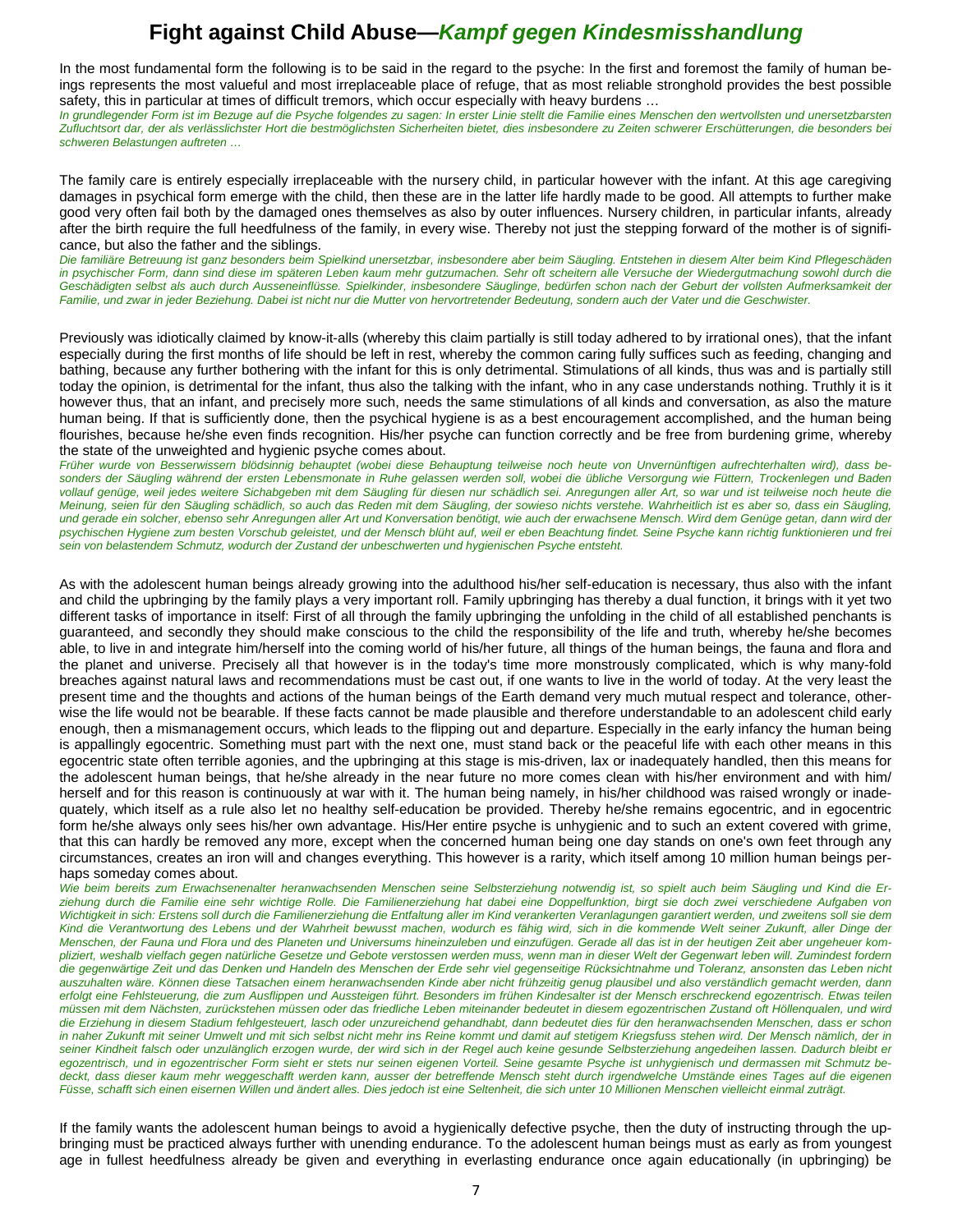# Fight against Child Abuse—*Kampf gegen Kindesmisshandlung*

In the most fundamental form the following is to be said in the regard to the psyche: In the first and foremost the family of human beings represents the most valueful and most irreplaceable place of refuge, that as most reliable stronghold provides the best possible safety, this in particular at times of difficult tremors, which occur especially with heavy burdens …

*In grundlegender Form ist im Bezuge auf die Psyche folgendes zu sagen: In erster Linie stellt die Familie eines Menschen den wertvollsten und unersetzbarsten Zufluchtsort dar, der als verlässlichster Hort die bestmöglichsten Sicherheiten bietet, dies insbesondere zu Zeiten schwerer Erschütterungen, die besonders bei schweren Belastungen auftreten …*

The family care is entirely especially irreplaceable with the nursery child, in particular however with the infant. At this age caregiving damages in psychical form emerge with the child, then these are in the latter life hardly made to be good. All attempts to further make good very often fail both by the damaged ones themselves as also by outer influences. Nursery children, in particular infants, already after the birth require the full heedfulness of the family, in every wise. Thereby not just the stepping forward of the mother is of significance, but also the father and the siblings.

*Die familiäre Betreuung ist ganz besonders beim Spielkind unersetzbar, insbesondere aber beim Säugling. Entstehen in diesem Alter beim Kind Pflegeschäden in psychischer Form, dann sind diese im späteren Leben kaum mehr gutzumachen. Sehr oft scheitern alle Versuche der Wiedergutmachung sowohl durch die Geschädigten selbst als auch durch Ausseneinflüsse. Spielkinder, insbesondere Säuglinge, bedürfen schon nach der Geburt der vollsten Aufmerksamkeit der Familie, und zwar in jeder Beziehung. Dabei ist nicht nur die Mutter von hervortretender Bedeutung, sondern auch der Vater und die Geschwister.*

Previously was idiotically claimed by know-it-alls (whereby this claim partially is still today adhered to by irrational ones), that the infant especially during the first months of life should be left in rest, whereby the common caring fully suffices such as feeding, changing and bathing, because any further bothering with the infant for this is only detrimental. Stimulations of all kinds, thus was and is partially still today the opinion, is detrimental for the infant, thus also the talking with the infant, who in any case understands nothing. Truthly it is it however thus, that an infant, and precisely more such, needs the same stimulations of all kinds and conversation, as also the mature human being. If that is sufficiently done, then the psychical hygiene is as a best encouragement accomplished, and the human being flourishes, because he/she even finds recognition. His/her psyche can function correctly and be free from burdening grime, whereby the state of the unweighted and hygienic psyche comes about.

*Früher wurde von Besserwissern blödsinnig behauptet (wobei diese Behauptung teilweise noch heute von Unvernünftigen aufrechterhalten wird), dass besonders der Säugling während der ersten Lebensmonate in Ruhe gelassen werden soll, wobei die übliche Versorgung wie Füttern, Trockenlegen und Baden vollauf genüge, weil jedes weitere Sichabgeben mit dem Säugling für diesen nur schädlich sei. Anregungen aller Art, so war und ist teilweise noch heute die Meinung, seien für den Säugling schädlich, so auch das Reden mit dem Säugling, der sowieso nichts verstehe. Wahrheitlich ist es aber so, dass ein Säugling, und gerade ein solcher, ebenso sehr Anregungen aller Art und Konversation benötigt, wie auch der erwachsene Mensch. Wird dem Genüge getan, dann wird der psychischen Hygiene zum besten Vorschub geleistet, und der Mensch blüht auf, weil er eben Beachtung findet. Seine Psyche kann richtig funktionieren und frei sein von belastendem Schmutz, wodurch der Zustand der unbeschwerten und hygienischen Psyche entsteht.*

As with the adolescent human beings already growing into the adulthood his/her self-education is necessary, thus also with the infant and child the upbringing by the family plays a very important roll. Family upbringing has thereby a dual function, it brings with it yet two different tasks of importance in itself: First of all through the family upbringing the unfolding in the child of all established penchants is guaranteed, and secondly they should make conscious to the child the responsibility of the life and truth, whereby he/she becomes able, to live in and integrate him/herself into the coming world of his/her future, all things of the human beings, the fauna and flora and the planet and universe. Precisely all that however is in the today's time more monstrously complicated, which is why many-fold breaches against natural laws and recommendations must be cast out, if one wants to live in the world of today. At the very least the present time and the thoughts and actions of the human beings of the Earth demand very much mutual respect and tolerance, otherwise the life would not be bearable. If these facts cannot be made plausible and therefore understandable to an adolescent child early enough, then a mismanagement occurs, which leads to the flipping out and departure. Especially in the early infancy the human being is appallingly egocentric. Something must part with the next one, must stand back or the peaceful life with each other means in this egocentric state often terrible agonies, and the upbringing at this stage is mis-driven, lax or inadequately handled, then this means for the adolescent human beings, that he/she already in the near future no more comes clean with his/her environment and with him/herself and for this reason is continuously at war with it. The human being namely, in his/her childhood was raised wrongly or inadequately, which itself as a rule also let no healthy self-education be provided. Thereby he/she remains egocentric, and in egocentric form he/she always only sees his/her own advantage. His/Her entire psyche is unhygienic and to such an extent covered with grime, that this can hardly be removed any more, except when the concerned human being one day stands on one's own feet through any circumstances, creates an iron will and changes everything. This however is a rarity, which itself among 10 million human beings perhaps someday comes about.

*Wie beim bereits zum Erwachsenenalter heranwachsenden Menschen seine Selbsterziehung notwendig ist, so spielt auch beim Säugling und Kind die Erziehung durch die Familie eine sehr wichtige Rolle. Die Familienerziehung hat dabei eine Doppelfunktion, birgt sie doch zwei verschiedene Aufgaben von Wichtigkeit in sich: Erstens soll durch die Familienerziehung die Entfaltung aller im Kind verankerten Veranlagungen garantiert werden, und zweitens soll sie dem Kind die Verantwortung des Lebens und der Wahrheit bewusst machen, wodurch es fähig wird, sich in die kommende Welt seiner Zukunft, aller Dinge der Menschen, der Fauna und Flora und des Planeten und Universums hineinzuleben und einzufügen. Gerade all das ist in der heutigen Zeit aber ungeheuer kompliziert, weshalb vielfach gegen natürliche Gesetze und Gebote verstossen werden muss, wenn man in dieser Welt der Gegenwart leben will. Zumindest fordern die gegenwärtige Zeit und das Denken und Handeln des Menschen der Erde sehr viel gegenseitige Rücksichtnahme und Toleranz, ansonsten das Leben nicht auszuhalten wäre. Können diese Tatsachen einem heranwachsenden Kinde aber nicht frühzeitig genug plausibel und also verständlich gemacht werden, dann erfolgt eine Fehlsteuerung, die zum Ausflippen und Aussteigen führt. Besonders im frühen Kindesalter ist der Mensch erschreckend egozentrisch. Etwas teilen müssen mit dem Nächsten, zurückstehen müssen oder das friedliche Leben miteinander bedeutet in diesem egozentrischen Zustand oft Höllenqualen, und wird die Erziehung in diesem Stadium fehlgesteuert, lasch oder unzureichend gehandhabt, dann bedeutet dies für den heranwachsenden Menschen, dass er schon in naher Zukunft mit seiner Umwelt und mit sich selbst nicht mehr ins Reine kommt und damit auf stetigem Kriegsfuss stehen wird. Der Mensch nämlich, der in seiner Kindheit falsch oder unzulänglich erzogen wurde, der wird sich in der Regel auch keine gesunde Selbsterziehung angedeihen lassen. Dadurch bleibt er egozentrisch, und in egozentrischer Form sieht er stets nur seinen eigenen Vorteil. Seine gesamte Psyche ist unhygienisch und dermassen mit Schmutz bedeckt, dass dieser kaum mehr weggeschafft werden kann, ausser der betreffende Mensch steht durch irgendwelche Umstände eines Tages auf die eigenen Füsse, schafft sich einen eisernen Willen und ändert alles. Dies jedoch ist eine Seltenheit, die sich unter 10 Millionen Menschen vielleicht einmal zuträgt.*

If the family wants the adolescent human beings to avoid a hygienically defective psyche, then the duty of instructing through the upbringing must be practiced always further with unending endurance. To the adolescent human beings must as early as from youngest age in fullest heedfulness already be given and everything in everlasting endurance once again educationally (in upbringing) be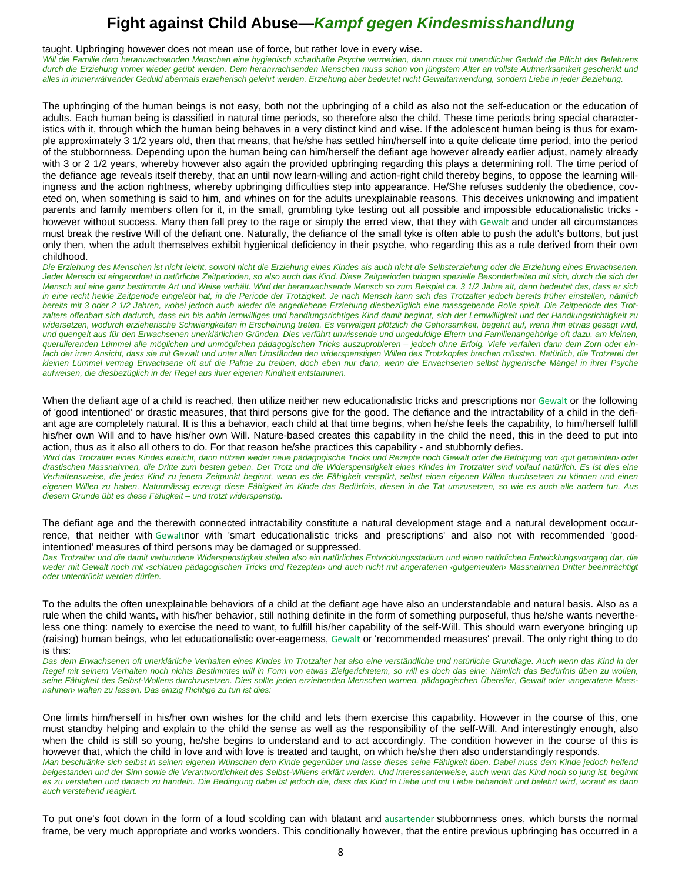taught. Upbringing however does not mean use of force, but rather love in every wise.

*Will die Familie dem heranwachsenden Menschen eine hygienisch schadhafte Psyche vermeiden, dann muss mit unendlicher Geduld die Pflicht des Belehrens durch die Erziehung immer wieder geübt werden. Dem heranwachsenden Menschen muss schon von jüngstem Alter an vollste Aufmerksamkeit geschenkt und alles in immerwährender Geduld abermals erzieherisch gelehrt werden. Erziehung aber bedeutet nicht Gewaltanwendung, sondern Liebe in jeder Beziehung.*

The upbringing of the human beings is not easy, both not the upbringing of a child as also not the self-education or the education of adults. Each human being is classified in natural time periods, so therefore also the child. These time periods bring special characteristics with it, through which the human being behaves in a very distinct kind and wise. If the adolescent human being is thus for example approximately 3 1/2 years old, then that means, that he/she has settled him/herself into a quite delicate time period, into the period of the stubbornness. Depending upon the human being can him/herself the defiant age however already earlier adjust, namely already with 3 or 2 1/2 years, whereby however also again the provided upbringing regarding this plays a determining roll. The time period of the defiance age reveals itself thereby, that an until now learn-willing and action-right child thereby begins, to oppose the learning willingness and the action rightness, whereby upbringing difficulties step into appearance. He/She refuses suddenly the obedience, coveted on, when something is said to him, and whines on for the adults unexplainable reasons. This deceives unknowing and impatient parents and family members often for it, in the small, grumbling tyke testing out all possible and impossible educationalistic tricks - however without success. Many then fall prey to the rage or simply the erred view, that they with Gewalt and under all circumstances must break the restive Will of the defiant one. Naturally, the defiance of the small tyke is often able to push the adult's buttons, but just only then, when the adult themselves exhibit hygienical deficiency in their psyche, who regarding this as a rule derived from their own childhood.

*Die Erziehung des Menschen ist nicht leicht, sowohl nicht die Erziehung eines Kindes als auch nicht die Selbsterziehung oder die Erziehung eines Erwachsenen. Jeder Mensch ist eingeordnet in natürliche Zeitperioden, so also auch das Kind. Diese Zeitperioden bringen spezielle Besonderheiten mit sich, durch die sich der Mensch auf eine ganz bestimmte Art und Weise verhält. Wird der heranwachsende Mensch so zum Beispiel ca. 3 1/2 Jahre alt, dann bedeutet das, dass er sich in eine recht heikle Zeitperiode eingelebt hat, in die Periode der Trotzigkeit. Je nach Mensch kann sich das Trotzalter jedoch bereits früher einstellen, nämlich bereits mit 3 oder 2 1/2 Jahren, wobei jedoch auch wieder die angediehene Erziehung diesbezüglich eine massgebende Rolle spielt. Die Zeitperiode des Trotzalters offenbart sich dadurch, dass ein bis anhin lernwilliges und handlungsrichtiges Kind damit beginnt, sich der Lernwilligkeit und der Handlungsrichtigkeit zu widersetzen, wodurch erzieherische Schwierigkeiten in Erscheinung treten. Es verweigert plötzlich die Gehorsamkeit, begehrt auf, wenn ihm etwas gesagt wird, und quengelt aus für den Erwachsenen unerklärlichen Gründen. Dies verführt unwissende und ungeduldige Eltern und Familienangehörige oft dazu, am kleinen, querulierenden Lümmel alle möglichen und unmöglichen pädagogischen Tricks auszuprobieren – jedoch ohne Erfolg. Viele verfallen dann dem Zorn oder einfach der irren Ansicht, dass sie mit Gewalt und unter allen Umständen den widerspenstigen Willen des Trotzkopfes brechen müssten. Natürlich, die Trotzerei der kleinen Lümmel vermag Erwachsene oft auf die Palme zu treiben, doch eben nur dann, wenn die Erwachsenen selbst hygienische Mängel in ihrer Psyche aufweisen, die diesbezüglich in der Regel aus ihrer eigenen Kindheit entstammen.*

When the defiant age of a child is reached, then utilize neither new educationalistic tricks and prescriptions nor Gewalt or the following of 'good intentioned' or drastic measures, that third persons give for the good. The defiance and the intractability of a child in the defiant age are completely natural. It is this a behavior, each child at that time begins, when he/she feels the capability, to him/herself fulfill his/her own Will and to have his/her own Will. Nature-based creates this capability in the child the need, this in the deed to put into action, thus as it also all others to do. For that reason he/she practices this capability - and stubbornly defies.

*Wird das Trotzalter eines Kindes erreicht, dann nützen weder neue pädagogische Tricks und Rezepte noch Gewalt oder die Befolgung von ‹gut gemeinten› oder drastischen Massnahmen, die Dritte zum besten geben. Der Trotz und die Widerspenstigkeit eines Kindes im Trotzalter sind vollauf natürlich. Es ist dies eine Verhaltensweise, die jedes Kind zu jenem Zeitpunkt beginnt, wenn es die Fähigkeit verspürt, selbst einen eigenen Willen durchsetzen zu können und einen eigenen Willen zu haben. Naturmässig erzeugt diese Fähigkeit im Kinde das Bedürfnis, diesen in die Tat umzusetzen, so wie es auch alle andern tun. Aus diesem Grunde übt es diese Fähigkeit – und trotzt widerspenstig.*

The defiant age and the therewith connected intractability constitute a natural development stage and a natural development occurrence, that neither with Gewaltnor with 'smart educationalistic tricks and prescriptions' and also not with recommended 'good-intentioned' measures of third persons may be damaged or suppressed.

*Das Trotzalter und die damit verbundene Widerspenstigkeit stellen also ein natürliches Entwicklungsstadium und einen natürlichen Entwicklungsvorgang dar, die weder mit Gewalt noch mit ‹schlauen pädagogischen Tricks und Rezepten› und auch nicht mit angeratenen ‹gutgemeinten› Massnahmen Dritter beeinträchtigt oder unterdrückt werden dürfen.*

To the adults the often unexplainable behaviors of a child at the defiant age have also an understandable and natural basis. Also as a rule when the child wants, with his/her behavior, still nothing definite in the form of something purposeful, thus he/she wants nevertheless one thing: namely to exercise the need to want, to fulfill his/her capability of the self-Will. This should warn everyone bringing up (raising) human beings, who let educationalistic over-eagerness, Gewalt or 'recommended measures' prevail. The only right thing to do is this:

*Das dem Erwachsenen oft unerklärliche Verhalten eines Kindes im Trotzalter hat also eine verständliche und natürliche Grundlage. Auch wenn das Kind in der Regel mit seinem Verhalten noch nichts Bestimmtes will in Form von etwas Zielgerichtetem, so will es doch das eine: Nämlich das Bedürfnis üben zu wollen, seine Fähigkeit des Selbst-Wollens durchzusetzen. Dies sollte jeden erziehenden Menschen warnen, pädagogischen Übereifer, Gewalt oder ‹angeratene Massnahmen› walten zu lassen. Das einzig Richtige zu tun ist dies:*

One limits him/herself in his/her own wishes for the child and lets them exercise this capability. However in the course of this, one must standby helping and explain to the child the sense as well as the responsibility of the self-Will. And interestingly enough, also when the child is still so young, he/she begins to understand and to act accordingly. The condition however in the course of this is however that, which the child in love and with love is treated and taught, on which he/she then also understandingly responds.

*Man beschränke sich selbst in seinen eigenen Wünschen dem Kinde gegenüber und lasse dieses seine Fähigkeit üben. Dabei muss dem Kinde jedoch helfend beigestanden und der Sinn sowie die Verantwortlichkeit des Selbst-Willens erklärt werden. Und interessanterweise, auch wenn das Kind noch so jung ist, beginnt es zu verstehen und danach zu handeln. Die Bedingung dabei ist jedoch die, dass das Kind in Liebe und mit Liebe behandelt und belehrt wird, worauf es dann auch verstehend reagiert.*

To put one's foot down in the form of a loud scolding can with blatant and ausartender stubbornness ones, which bursts the normal frame, be very much appropriate and works wonders. This conditionally however, that the entire previous upbringing has occurred in a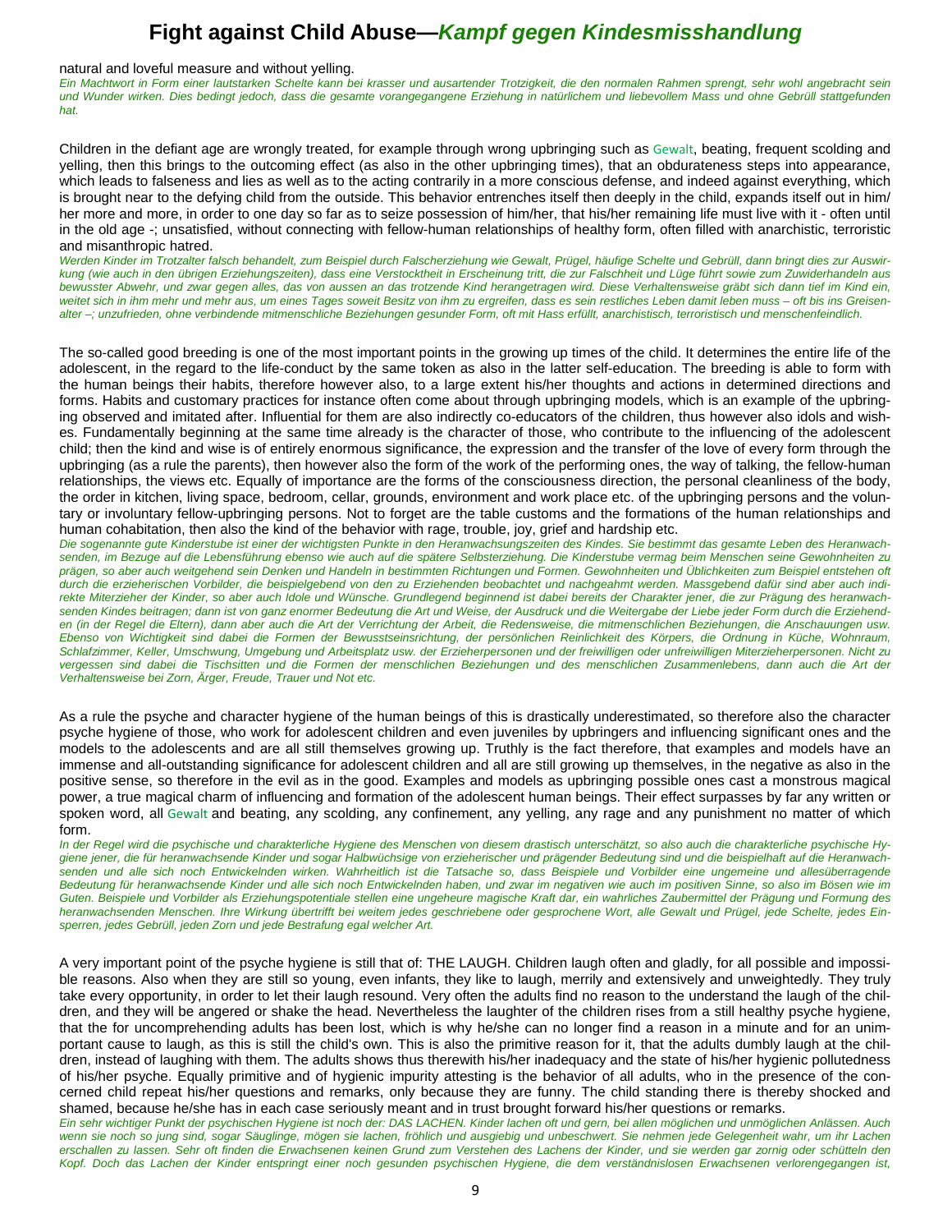natural and loveful measure and without yelling.

*Ein Machtwort in Form einer lautstarken Schelte kann bei krasser und ausartender Trotzigkeit, die den normalen Rahmen sprengt, sehr wohl angebracht sein und Wunder wirken. Dies bedingt jedoch, dass die gesamte vorangegangene Erziehung in natürlichem und liebevollem Mass und ohne Gebrüll stattgefunden hat.*

Children in the defiant age are wrongly treated, for example through wrong upbringing such as Gewalt, beating, frequent scolding and yelling, then this brings to the outcoming effect (as also in the other upbringing times), that an obdurateness steps into appearance, which leads to falseness and lies as well as to the acting contrarily in a more conscious defense, and indeed against everything, which is brought near to the defying child from the outside. This behavior entrenches itself then deeply in the child, expands itself out in him/her more and more, in order to one day so far as to seize possession of him/her, that his/her remaining life must live with it - often until in the old age -; unsatisfied, without connecting with fellow-human relationships of healthy form, often filled with anarchistic, terroristic and misanthropic hatred.

*Werden Kinder im Trotzalter falsch behandelt, zum Beispiel durch Falscherziehung wie Gewalt, Prügel, häufige Schelte und Gebrüll, dann bringt dies zur Auswirkung (wie auch in den übrigen Erziehungszeiten), dass eine Verstocktheit in Erscheinung tritt, die zur Falschheit und Lüge führt sowie zum Zuwiderhandeln aus bewusster Abwehr, und zwar gegen alles, das von aussen an das trotzende Kind herangetragen wird. Diese Verhaltensweise gräbt sich dann tief im Kind ein, weitet sich in ihm mehr und mehr aus, um eines Tages soweit Besitz von ihm zu ergreifen, dass es sein restliches Leben damit leben muss – oft bis ins Greisenalter –; unzufrieden, ohne verbindende mitmenschliche Beziehungen gesunder Form, oft mit Hass erfüllt, anarchistisch, terroristisch und menschenfeindlich.*

The so-called good breeding is one of the most important points in the growing up times of the child. It determines the entire life of the adolescent, in the regard to the life-conduct by the same token as also in the latter self-education. The breeding is able to form with the human beings their habits, therefore however also, to a large extent his/her thoughts and actions in determined directions and forms. Habits and customary practices for instance often come about through upbringing models, which is an example of the upbringing observed and imitated after. Influential for them are also indirectly co-educators of the children, thus however also idols and wishes. Fundamentally beginning at the same time already is the character of those, who contribute to the influencing of the adolescent child; then the kind and wise is of entirely enormous significance, the expression and the transfer of the love of every form through the upbringing (as a rule the parents), then however also the form of the work of the performing ones, the way of talking, the fellow-human relationships, the views etc. Equally of importance are the forms of the consciousness direction, the personal cleanliness of the body, the order in kitchen, living space, bedroom, cellar, grounds, environment and work place etc. of the upbringing persons and the voluntary or involuntary fellow-upbringing persons. Not to forget are the table customs and the formations of the human relationships and human cohabitation, then also the kind of the behavior with rage, trouble, joy, grief and hardship etc.

*Die sogenannte gute Kinderstube ist einer der wichtigsten Punkte in den Heranwachsungszeiten des Kindes. Sie bestimmt das gesamte Leben des Heranwachsenden, im Bezuge auf die Lebensführung ebenso wie auch auf die spätere Selbsterziehung. Die Kinderstube vermag beim Menschen seine Gewohnheiten zu prägen, so aber auch weitgehend sein Denken und Handeln in bestimmten Richtungen und Formen. Gewohnheiten und Üblichkeiten zum Beispiel entstehen oft durch die erzieherischen Vorbilder, die beispielgebend von den zu Erziehenden beobachtet und nachgeahmt werden. Massgebend dafür sind aber auch indirekte Miterzieher der Kinder, so aber auch Idole und Wünsche. Grundlegend beginnend ist dabei bereits der Charakter jener, die zur Prägung des heranwachsenden Kindes beitragen; dann ist von ganz enormer Bedeutung die Art und Weise, der Ausdruck und die Weitergabe der Liebe jeder Form durch die Erziehenden (in der Regel die Eltern), dann aber auch die Art der Verrichtung der Arbeit, die Redensweise, die mitmenschlichen Beziehungen, die Anschauungen usw. Ebenso von Wichtigkeit sind dabei die Formen der Bewusstseinsrichtung, der persönlichen Reinlichkeit des Körpers, die Ordnung in Küche, Wohnraum, Schlafzimmer, Keller, Umschwung, Umgebung und Arbeitsplatz usw. der Erzieherpersonen und der freiwilligen oder unfreiwilligen Miterzieherpersonen. Nicht zu vergessen sind dabei die Tischsitten und die Formen der menschlichen Beziehungen und des menschlichen Zusammenlebens, dann auch die Art der Verhaltensweise bei Zorn, Ärger, Freude, Trauer und Not etc.*

As a rule the psyche and character hygiene of the human beings of this is drastically underestimated, so therefore also the character psyche hygiene of those, who work for adolescent children and even juveniles by upbringers and influencing significant ones and the models to the adolescents and are all still themselves growing up. Truthly is the fact therefore, that examples and models have an immense and all-outstanding significance for adolescent children and all are still growing up themselves, in the negative as also in the positive sense, so therefore in the evil as in the good. Examples and models as upbringing possible ones cast a monstrous magical power, a true magical charm of influencing and formation of the adolescent human beings. Their effect surpasses by far any written or spoken word, all Gewalt and beating, any scolding, any confinement, any yelling, any rage and any punishment no matter of which form.

*In der Regel wird die psychische und charakterliche Hygiene des Menschen von diesem drastisch unterschätzt, so also auch die charakterliche psychische Hygiene jener, die für heranwachsende Kinder und sogar Halbwüchsige von erzieherischer und prägender Bedeutung sind und die beispielhaft auf die Heranwachsenden und alle sich noch Entwickelnden wirken. Wahrheitlich ist die Tatsache so, dass Beispiele und Vorbilder eine ungemeine und allesüberragende Bedeutung für heranwachsende Kinder und alle sich noch Entwickelnden haben, und zwar im negativen wie auch im positiven Sinne, so also im Bösen wie im Guten. Beispiele und Vorbilder als Erziehungspotentiale stellen eine ungeheure magische Kraft dar, ein wahrliches Zaubermittel der Prägung und Formung des heranwachsenden Menschen. Ihre Wirkung übertrifft bei weitem jedes geschriebene oder gesprochene Wort, alle Gewalt und Prügel, jede Schelte, jedes Einsperren, jedes Gebrüll, jeden Zorn und jede Bestrafung egal welcher Art.*

A very important point of the psyche hygiene is still that of: THE LAUGH. Children laugh often and gladly, for all possible and impossible reasons. Also when they are still so young, even infants, they like to laugh, merrily and extensively and unweightedly. They truly take every opportunity, in order to let their laugh resound. Very often the adults find no reason to the understand the laugh of the children, and they will be angered or shake the head. Nevertheless the laughter of the children rises from a still healthy psyche hygiene, that the for uncomprehending adults has been lost, which is why he/she can no longer find a reason in a minute and for an unimportant cause to laugh, as this is still the child's own. This is also the primitive reason for it, that the adults dumbly laugh at the children, instead of laughing with them. The adults shows thus therewith his/her inadequacy and the state of his/her hygienic pollutedness of his/her psyche. Equally primitive and of hygienic impurity attesting is the behavior of all adults, who in the presence of the concerned child repeat his/her questions and remarks, only because they are funny. The child standing there is thereby shocked and shamed, because he/she has in each case seriously meant and in trust brought forward his/her questions or remarks.

*Ein sehr wichtiger Punkt der psychischen Hygiene ist noch der: DAS LACHEN. Kinder lachen oft und gern, bei allen möglichen und unmöglichen Anlässen. Auch wenn sie noch so jung sind, sogar Säuglinge, mögen sie lachen, fröhlich und ausgiebig und unbeschwert. Sie nehmen jede Gelegenheit wahr, um ihr Lachen erschallen zu lassen. Sehr oft finden die Erwachsenen keinen Grund zum Verstehen des Lachens der Kinder, und sie werden gar zornig oder schütteln den Kopf. Doch das Lachen der Kinder entspringt einer noch gesunden psychischen Hygiene, die dem verständnislosen Erwachsenen verlorengegangen ist,*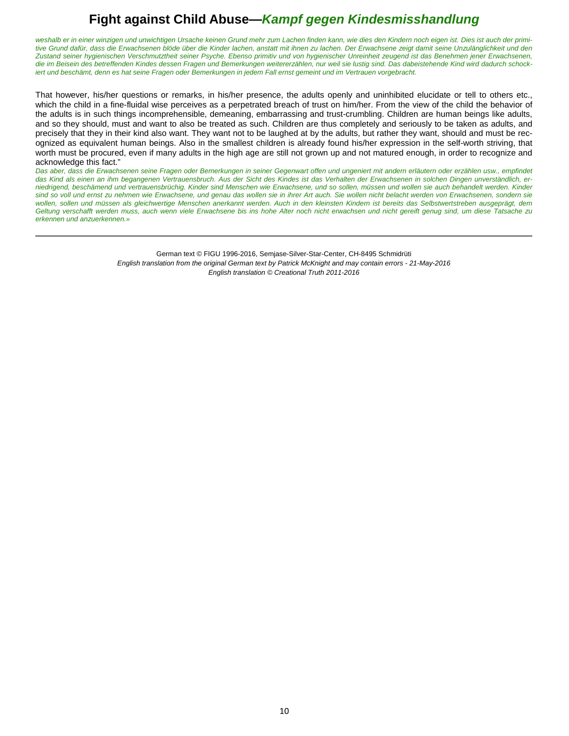*weshalb er in einer winzigen und unwichtigen Ursache keinen Grund mehr zum Lachen finden kann, wie dies den Kindern noch eigen ist. Dies ist auch der primitive Grund dafür, dass die Erwachsenen blöde über die Kinder lachen, anstatt mit ihnen zu lachen. Der Erwachsene zeigt damit seine Unzulänglichkeit und den Zustand seiner hygienischen Verschmutztheit seiner Psyche. Ebenso primitiv und von hygienischer Unreinheit zeugend ist das Benehmen jener Erwachsenen, die im Beisein des betreffenden Kindes dessen Fragen und Bemerkungen weitererzählen, nur weil sie lustig sind. Das dabeistehende Kind wird dadurch schockiert und beschämt, denn es hat seine Fragen oder Bemerkungen in jedem Fall ernst gemeint und im Vertrauen vorgebracht.*

That however, his/her questions or remarks, in his/her presence, the adults openly and uninhibited elucidate or tell to others etc., which the child in a fine-fluidal wise perceives as a perpetrated breach of trust on him/her. From the view of the child the behavior of the adults is in such things incomprehensible, demeaning, embarrassing and trust-crumbling. Children are human beings like adults, and so they should, must and want to also be treated as such. Children are thus completely and seriously to be taken as adults, and precisely that they in their kind also want. They want not to be laughed at by the adults, but rather they want, should and must be recognized as equivalent human beings. Also in the smallest children is already found his/her expression in the self-worth striving, that worth must be procured, even if many adults in the high age are still not grown up and not matured enough, in order to recognize and acknowledge this fact."

*Das aber, dass die Erwachsenen seine Fragen oder Bemerkungen in seiner Gegenwart offen und ungeniert mit andern erläutern oder erzählen usw., empfindet das Kind als einen an ihm begangenen Vertrauensbruch. Aus der Sicht des Kindes ist das Verhalten der Erwachsenen in solchen Dingen unverständlich, erniedrigend, beschämend und vertrauensbrüchig. Kinder sind Menschen wie Erwachsene, und so sollen, müssen und wollen sie auch behandelt werden. Kinder sind so voll und ernst zu nehmen wie Erwachsene, und genau das wollen sie in ihrer Art auch. Sie wollen nicht belacht werden von Erwachsenen, sondern sie wollen, sollen und müssen als gleichwertige Menschen anerkannt werden. Auch in den kleinsten Kindern ist bereits das Selbstwertstreben ausgeprägt, dem Geltung verschafft werden muss, auch wenn viele Erwachsene bis ins hohe Alter noch nicht erwachsen und nicht gereift genug sind, um diese Tatsache zu erkennen und anzuerkennen.»*

---

German text © FIGU 1996-2016, Semjase-Silver-Star-Center, CH-8495 Schmidrüti

*English translation from the original German text by Patrick McKnight and may contain errors - 21-May-2016*

*English translation © Creational Truth 2011-2016*